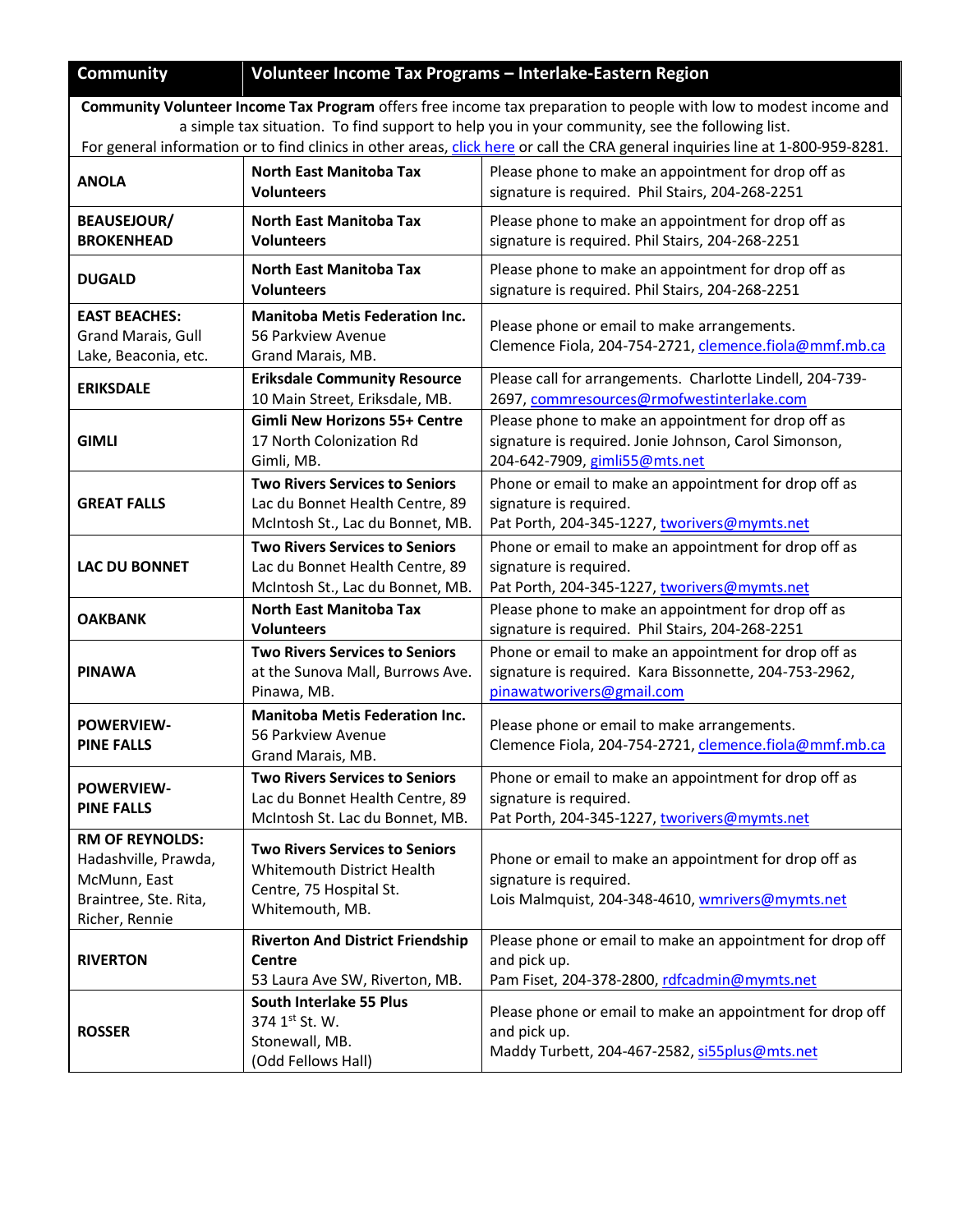| Community | Volunteer Income Tax Programs – Interlake-Eastern Region | |
|---|---|---|
| **Community Volunteer Income Tax Program** offers free income tax preparation to people with low to modest income and a simple tax situation. To find support to help you in your community, see the following list. For general information or to find clinics in other areas, click here or call the CRA general inquiries line at 1-800-959-8281. | | |
| **ANOLA** | **North East Manitoba Tax Volunteers** | Please phone to make an appointment for drop off as signature is required. Phil Stairs, 204-268-2251 |
| **BEAUSEJOUR/ BROKENHEAD** | **North East Manitoba Tax Volunteers** | Please phone to make an appointment for drop off as signature is required. Phil Stairs, 204-268-2251 |
| **DUGALD** | **North East Manitoba Tax Volunteers** | Please phone to make an appointment for drop off as signature is required. Phil Stairs, 204-268-2251 |
| **EAST BEACHES:** Grand Marais, Gull Lake, Beaconia, etc. | **Manitoba Metis Federation Inc.** 56 Parkview Avenue Grand Marais, MB. | Please phone or email to make arrangements. Clemence Fiola, 204-754-2721, clemence.fiola@mmf.mb.ca |
| **ERIKSDALE** | **Eriksdale Community Resource** 10 Main Street, Eriksdale, MB. | Please call for arrangements. Charlotte Lindell, 204-739-2697, commresources@rmofwestinterlake.com |
| **GIMLI** | **Gimli New Horizons 55+ Centre** 17 North Colonization Rd Gimli, MB. | Please phone to make an appointment for drop off as signature is required. Jonie Johnson, Carol Simonson, 204-642-7909, gimli55@mts.net |
| **GREAT FALLS** | **Two Rivers Services to Seniors** Lac du Bonnet Health Centre, 89 McIntosh St., Lac du Bonnet, MB. | Phone or email to make an appointment for drop off as signature is required. Pat Porth, 204-345-1227, tworivers@mymts.net |
| **LAC DU BONNET** | **Two Rivers Services to Seniors** Lac du Bonnet Health Centre, 89 McIntosh St., Lac du Bonnet, MB. | Phone or email to make an appointment for drop off as signature is required. Pat Porth, 204-345-1227, tworivers@mymts.net |
| **OAKBANK** | **North East Manitoba Tax Volunteers** | Please phone to make an appointment for drop off as signature is required. Phil Stairs, 204-268-2251 |
| **PINAWA** | **Two Rivers Services to Seniors** at the Sunova Mall, Burrows Ave. Pinawa, MB. | Phone or email to make an appointment for drop off as signature is required. Kara Bissonnette, 204-753-2962, pinawatworivers@gmail.com |
| **POWERVIEW-PINE FALLS** | **Manitoba Metis Federation Inc.** 56 Parkview Avenue Grand Marais, MB. | Please phone or email to make arrangements. Clemence Fiola, 204-754-2721, clemence.fiola@mmf.mb.ca |
| **POWERVIEW-PINE FALLS** | **Two Rivers Services to Seniors** Lac du Bonnet Health Centre, 89 McIntosh St. Lac du Bonnet, MB. | Phone or email to make an appointment for drop off as signature is required. Pat Porth, 204-345-1227, tworivers@mymts.net |
| **RM OF REYNOLDS:** Hadashville, Prawda, McMunn, East Braintree, Ste. Rita, Richer, Rennie | **Two Rivers Services to Seniors** Whitemouth District Health Centre, 75 Hospital St. Whitemouth, MB. | Phone or email to make an appointment for drop off as signature is required. Lois Malmquist, 204-348-4610, wmrivers@mymts.net |
| **RIVERTON** | **Riverton And District Friendship Centre** 53 Laura Ave SW, Riverton, MB. | Please phone or email to make an appointment for drop off and pick up. Pam Fiset, 204-378-2800, rdfcadmin@mymts.net |
| **ROSSER** | **South Interlake 55 Plus** 374 1st St. W. Stonewall, MB. (Odd Fellows Hall) | Please phone or email to make an appointment for drop off and pick up. Maddy Turbett, 204-467-2582, si55plus@mts.net |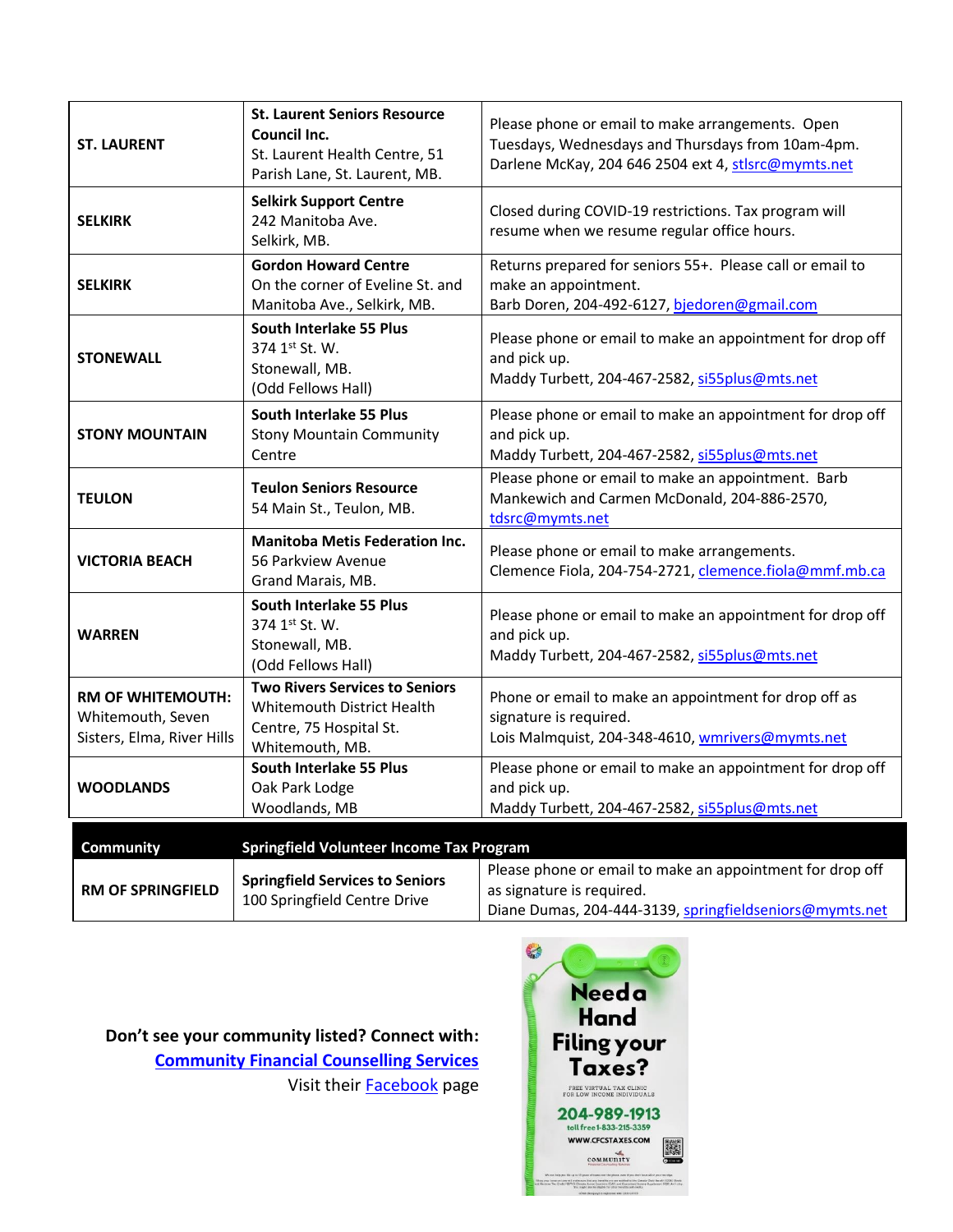| | | |
|---|---|---|
| **ST. LAURENT** | **St. Laurent Seniors Resource Council Inc.** St. Laurent Health Centre, 51 Parish Lane, St. Laurent, MB. | Please phone or email to make arrangements. Open Tuesdays, Wednesdays and Thursdays from 10am-4pm. Darlene McKay, 204 646 2504 ext 4, stlsrc@mymts.net |
| **SELKIRK** | **Selkirk Support Centre** 242 Manitoba Ave. Selkirk, MB. | Closed during COVID-19 restrictions. Tax program will resume when we resume regular office hours. |
| **SELKIRK** | **Gordon Howard Centre** On the corner of Eveline St. and Manitoba Ave., Selkirk, MB. | Returns prepared for seniors 55+. Please call or email to make an appointment. Barb Doren, 204-492-6127, bjedoren@gmail.com |
| **STONEWALL** | **South Interlake 55 Plus** 374 1st St. W. Stonewall, MB. (Odd Fellows Hall) | Please phone or email to make an appointment for drop off and pick up. Maddy Turbett, 204-467-2582, si55plus@mts.net |
| **STONY MOUNTAIN** | **South Interlake 55 Plus** Stony Mountain Community Centre | Please phone or email to make an appointment for drop off and pick up. Maddy Turbett, 204-467-2582, si55plus@mts.net |
| **TEULON** | **Teulon Seniors Resource** 54 Main St., Teulon, MB. | Please phone or email to make an appointment. Barb Mankewich and Carmen McDonald, 204-886-2570, tdsrc@mymts.net |
| **VICTORIA BEACH** | **Manitoba Metis Federation Inc.** 56 Parkview Avenue Grand Marais, MB. | Please phone or email to make arrangements. Clemence Fiola, 204-754-2721, clemence.fiola@mmf.mb.ca |
| **WARREN** | **South Interlake 55 Plus** 374 1st St. W. Stonewall, MB. (Odd Fellows Hall) | Please phone or email to make an appointment for drop off and pick up. Maddy Turbett, 204-467-2582, si55plus@mts.net |
| **RM OF WHITEMOUTH:** Whitemouth, Seven Sisters, Elma, River Hills | **Two Rivers Services to Seniors** Whitemouth District Health Centre, 75 Hospital St. Whitemouth, MB. | Phone or email to make an appointment for drop off as signature is required. Lois Malmquist, 204-348-4610, wmrivers@mymts.net |
| **WOODLANDS** | **South Interlake 55 Plus** Oak Park Lodge Woodlands, MB | Please phone or email to make an appointment for drop off and pick up. Maddy Turbett, 204-467-2582, si55plus@mts.net |

| Community | Springfield Volunteer Income Tax Program | |
|---|---|---|
| **RM OF SPRINGFIELD** | **Springfield Services to Seniors** 100 Springfield Centre Drive | Please phone or email to make an appointment for drop off as signature is required. Diane Dumas, 204-444-3139, springfieldseniors@mymts.net |

**Don't see your community listed? Connect with:**
**Community Financial Counselling Services**
Visit their Facebook page

Need a Hand Filing your Taxes?
FREE VIRTUAL TAX CLINIC FOR LOW INCOME INDIVIDUALS
204-989-1913
toll free 1-833-215-3359
WWW.CFCSTAXES.COM